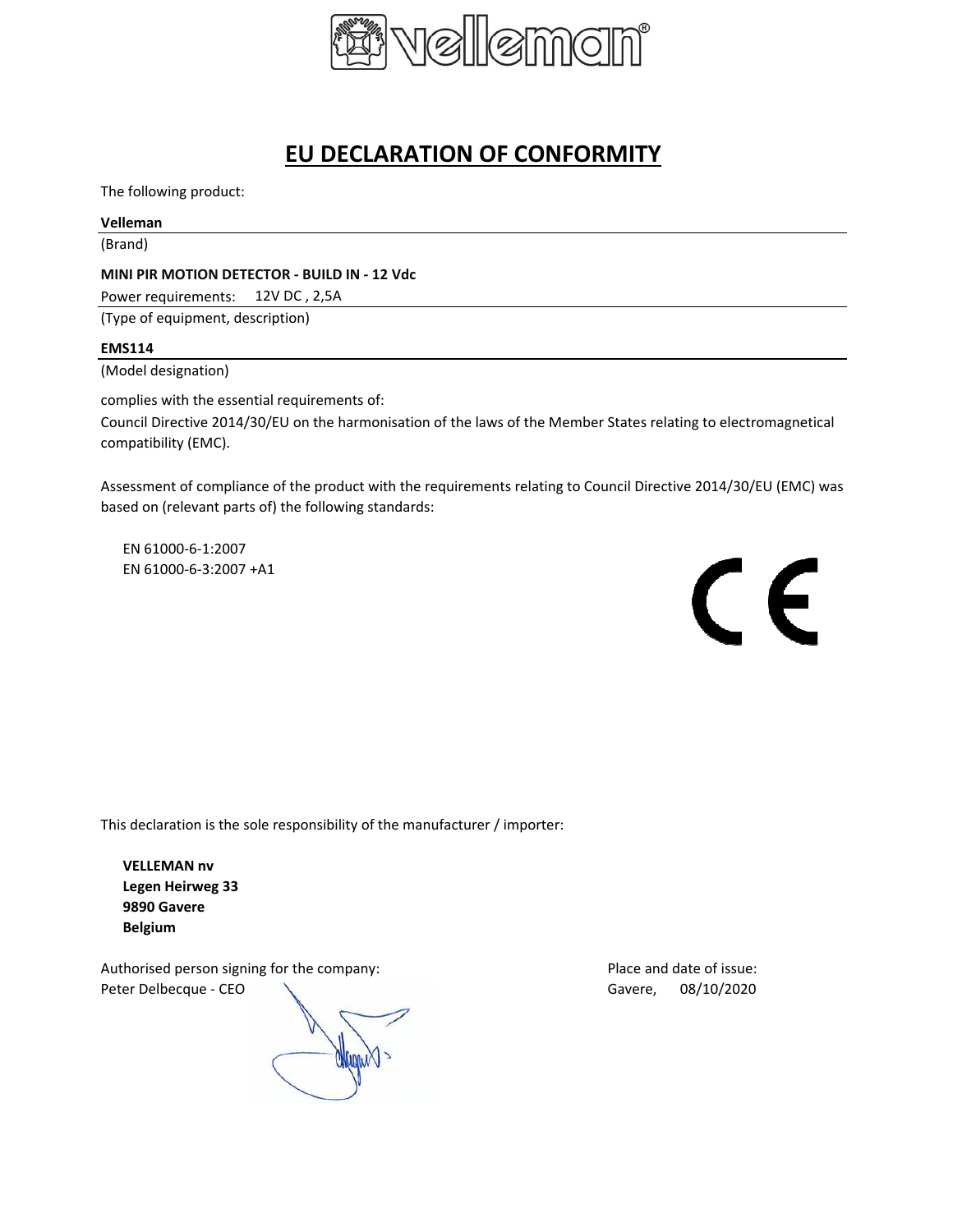# EU DECLARATION OF CONFORMITY

The following product:

**Velleman**

(Brand)

**MINI PIR MOTION DETECTOR - BUILD IN - 12 Vdc**

Power requirements: 12V DC , 2,5A

(Type of equipment, description)

**EMS114**

(Model designation)

complies with the essential requirements of:

Council Directive 2014/30/EU on the harmonisation of the laws of the Member States relating to electromagnetical compatibility (EMC).

Assessment of compliance of the product with the requirements relating to Council Directive 2014/30/EU (EMC) was based on (relevant parts of) the following standards:

EN 61000-6-1:2007
EN 61000-6-3:2007 +A1

This declaration is the sole responsibility of the manufacturer / importer:

**VELLEMAN nv**
**Legen Heirweg 33**
**9890 Gavere**
**Belgium**

Authorised person signing for the company:
Peter Delbecque - CEO

Place and date of issue:
Gavere, 08/10/2020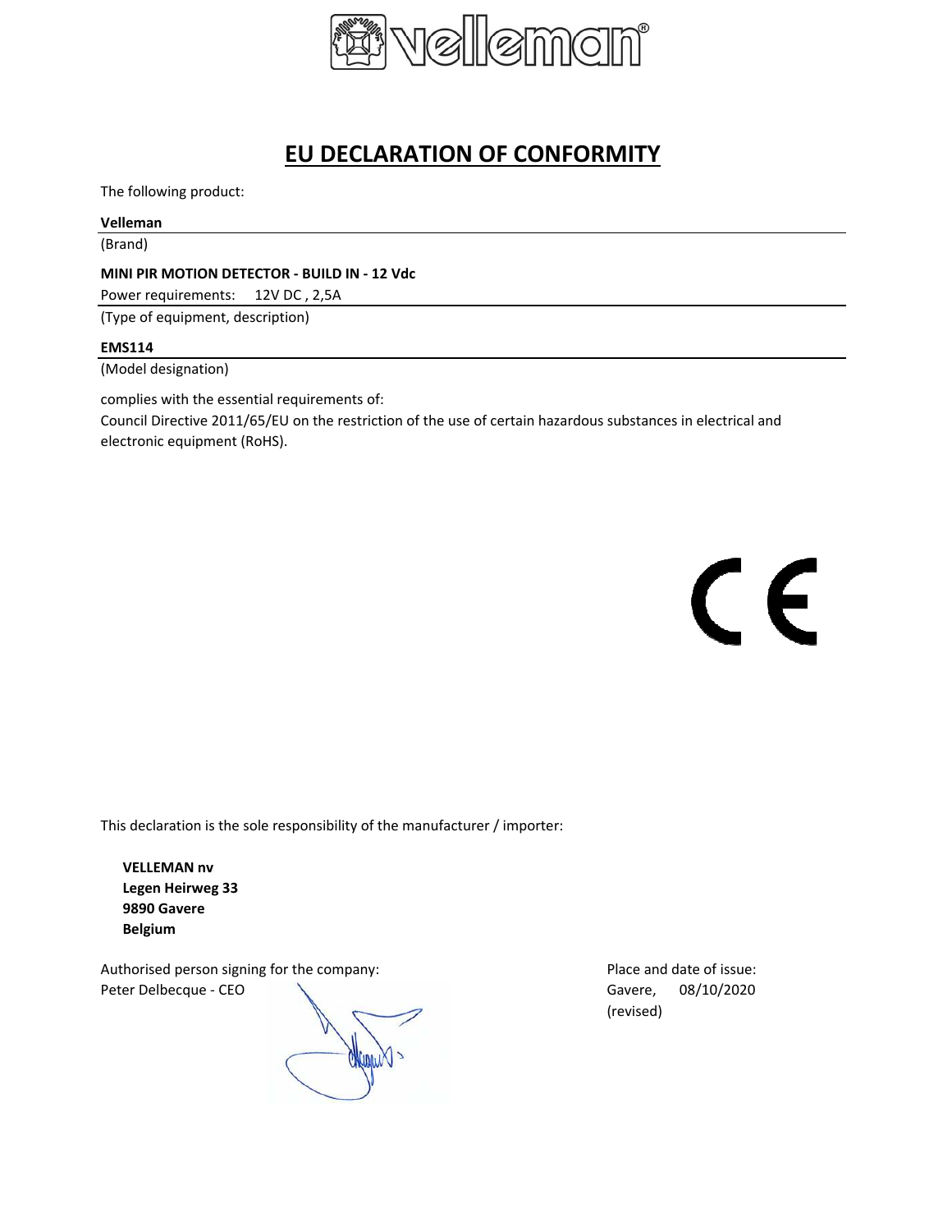# EU DECLARATION OF CONFORMITY

The following product:

**Velleman**

(Brand)

**MINI PIR MOTION DETECTOR - BUILD IN - 12 Vdc**

Power requirements: 12V DC , 2,5A

(Type of equipment, description)

**EMS114**

(Model designation)

complies with the essential requirements of:

Council Directive 2011/65/EU on the restriction of the use of certain hazardous substances in electrical and electronic equipment (RoHS).

This declaration is the sole responsibility of the manufacturer / importer:

**VELLEMAN nv**
**Legen Heirweg 33**
**9890 Gavere**
**Belgium**

Authorised person signing for the company:
Peter Delbecque - CEO

Place and date of issue:
Gavere, 08/10/2020
(revised)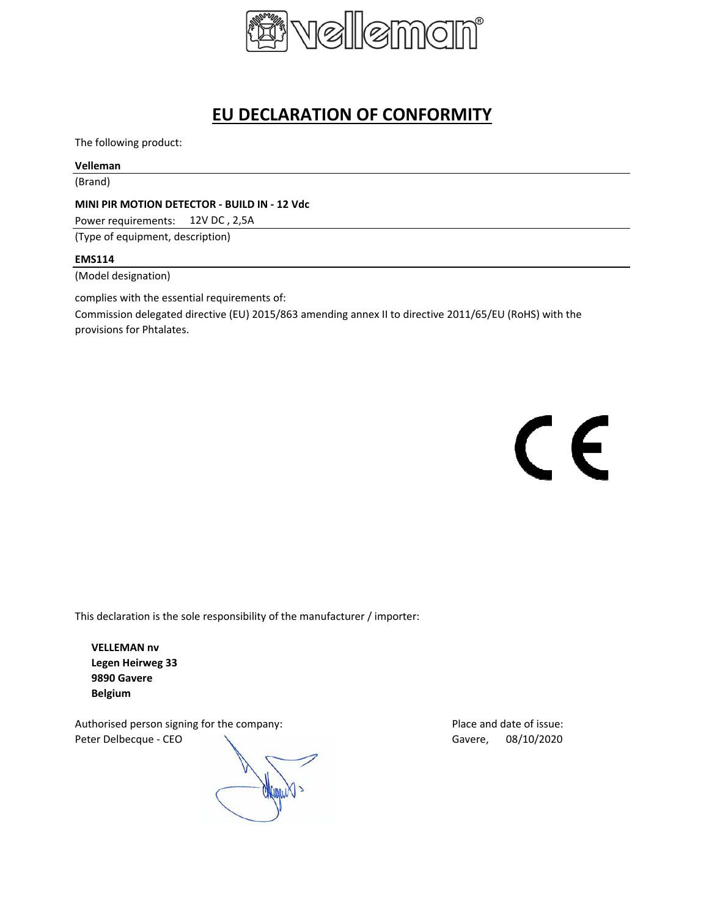# EU DECLARATION OF CONFORMITY

The following product:

**Velleman**

(Brand)

**MINI PIR MOTION DETECTOR - BUILD IN - 12 Vdc**

Power requirements: 12V DC , 2,5A

(Type of equipment, description)

**EMS114**

(Model designation)

complies with the essential requirements of:

Commission delegated directive (EU) 2015/863 amending annex II to directive 2011/65/EU (RoHS) with the provisions for Phtalates.

This declaration is the sole responsibility of the manufacturer / importer:

**VELLEMAN nv**
**Legen Heirweg 33**
**9890 Gavere**
**Belgium**

Authorised person signing for the company:
Peter Delbecque - CEO

Place and date of issue:
Gavere, 08/10/2020